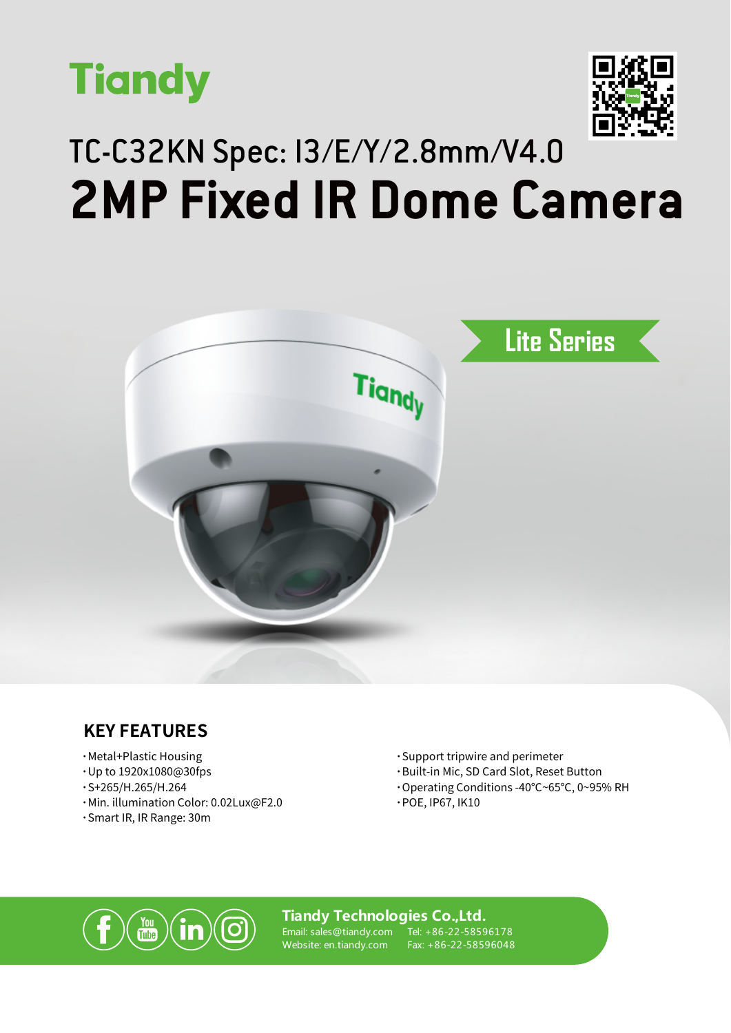Tiandy

# TC-C32KN Spec: I3/E/Y/2.8mm/V4.0

# 2MP Fixed IR Dome Camera

Lite Series

## KEY FEATURES

- Metal+Plastic Housing
- Up to 1920x1080@30fps
- S+265/H.265/H.264
- Min. illumination Color: 0.02Lux@F2.0
- Smart IR, IR Range: 30m
- Support tripwire and perimeter
- Built-in Mic, SD Card Slot, Reset Button
- Operating Conditions -40°C~65°C, 0~95% RH
- POE, IP67, IK10

**Tiandy Technologies Co.,Ltd.**

Email: sales@tiandy.com Tel: +86-22-58596178

Website: en.tiandy.com Fax: +86-22-58596048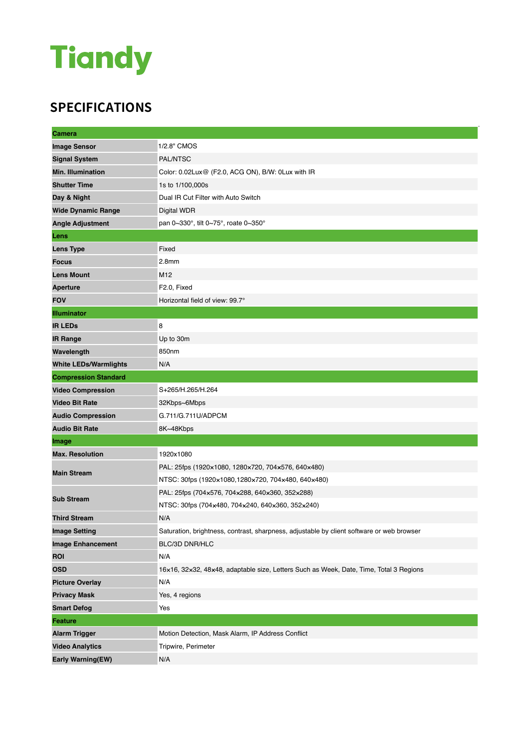# Tiandy

## SPECIFICATIONS

| Camera | |
|---|---|
| **Image Sensor** | 1/2.8" CMOS |
| **Signal System** | PAL/NTSC |
| **Min. Illumination** | Color: 0.02Lux@ (F2.0, ACG ON), B/W: 0Lux with IR |
| **Shutter Time** | 1s to 1/100,000s |
| **Day & Night** | Dual IR Cut Filter with Auto Switch |
| **Wide Dynamic Range** | Digital WDR |
| **Angle Adjustment** | pan 0~330°, tilt 0~75°, roate 0~350° |
| **Lens** | |
| **Lens Type** | Fixed |
| **Focus** | 2.8mm |
| **Lens Mount** | M12 |
| **Aperture** | F2.0, Fixed |
| **FOV** | Horizontal field of view: 99.7° |
| **Illuminator** | |
| **IR LEDs** | 8 |
| **IR Range** | Up to 30m |
| **Wavelength** | 850nm |
| **White LEDs/Warmlights** | N/A |
| **Compression Standard** | |
| **Video Compression** | S+265/H.265/H.264 |
| **Video Bit Rate** | 32Kbps~6Mbps |
| **Audio Compression** | G.711/G.711U/ADPCM |
| **Audio Bit Rate** | 8K~48Kbps |
| **Image** | |
| **Max. Resolution** | 1920x1080 |
| **Main Stream** | PAL: 25fps (1920×1080, 1280×720, 704×576, 640×480)<br>NTSC: 30fps (1920×1080,1280×720, 704×480, 640×480) |
| **Sub Stream** | PAL: 25fps (704×576, 704×288, 640×360, 352×288)<br>NTSC: 30fps (704×480, 704×240, 640×360, 352×240) |
| **Third Stream** | N/A |
| **Image Setting** | Saturation, brightness, contrast, sharpness, adjustable by client software or web browser |
| **Image Enhancement** | BLC/3D DNR/HLC |
| **ROI** | N/A |
| **OSD** | 16x16, 32x32, 48x48, adaptable size, Letters Such as Week, Date, Time, Total 3 Regions |
| **Picture Overlay** | N/A |
| **Privacy Mask** | Yes, 4 regions |
| **Smart Defog** | Yes |
| **Feature** | |
| **Alarm Trigger** | Motion Detection, Mask Alarm, IP Address Conflict |
| **Video Analytics** | Tripwire, Perimeter |
| **Early Warning(EW)** | N/A |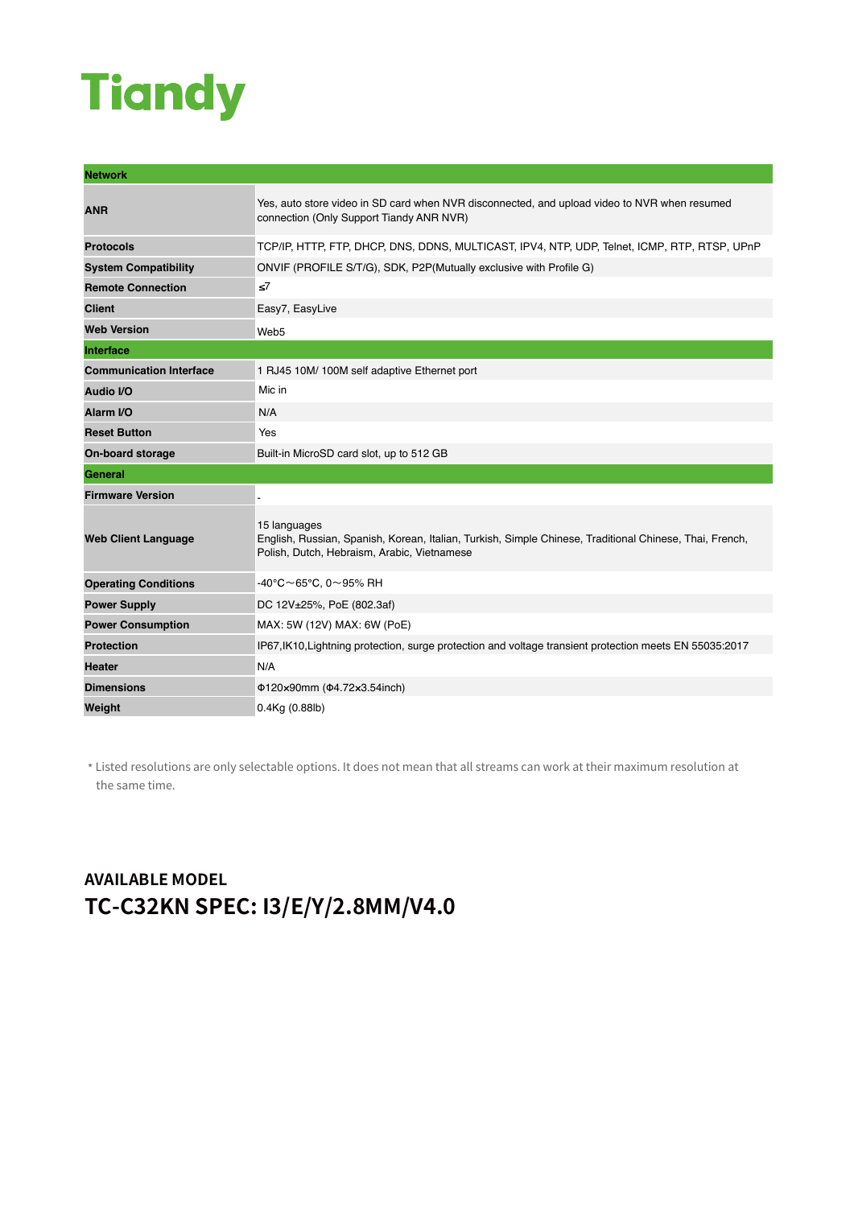# Tiandy

| Network | |
|---|---|
| **ANR** | Yes, auto store video in SD card when NVR disconnected, and upload video to NVR when resumed connection (Only Support Tiandy ANR NVR) |
| **Protocols** | TCP/IP, HTTP, FTP, DHCP, DNS, DDNS, MULTICAST, IPV4, NTP, UDP, Telnet, ICMP, RTP, RTSP, UPnP |
| **System Compatibility** | ONVIF (PROFILE S/T/G), SDK, P2P(Mutually exclusive with Profile G) |
| **Remote Connection** | ≤7 |
| **Client** | Easy7, EasyLive |
| **Web Version** | Web5 |
| **Interface** | |
| **Communication Interface** | 1 RJ45 10M/ 100M self adaptive Ethernet port |
| **Audio I/O** | Mic in |
| **Alarm I/O** | N/A |
| **Reset Button** | Yes |
| **On-board storage** | Built-in MicroSD card slot, up to 512 GB |
| **General** | |
| **Firmware Version** | - |
| **Web Client Language** | 15 languages<br>English, Russian, Spanish, Korean, Italian, Turkish, Simple Chinese, Traditional Chinese, Thai, French, Polish, Dutch, Hebraism, Arabic, Vietnamese |
| **Operating Conditions** | -40°C～65°C, 0～95% RH |
| **Power Supply** | DC 12V±25%, PoE (802.3af) |
| **Power Consumption** | MAX: 5W (12V) MAX: 6W (PoE) |
| **Protection** | IP67,IK10,Lightning protection, surge protection and voltage transient protection meets EN 55035:2017 |
| **Heater** | N/A |
| **Dimensions** | Φ120×90mm (Φ4.72×3.54inch) |
| **Weight** | 0.4Kg (0.88lb) |

* Listed resolutions are only selectable options. It does not mean that all streams can work at their maximum resolution at the same time.

## AVAILABLE MODEL

## TC-C32KN SPEC: I3/E/Y/2.8MM/V4.0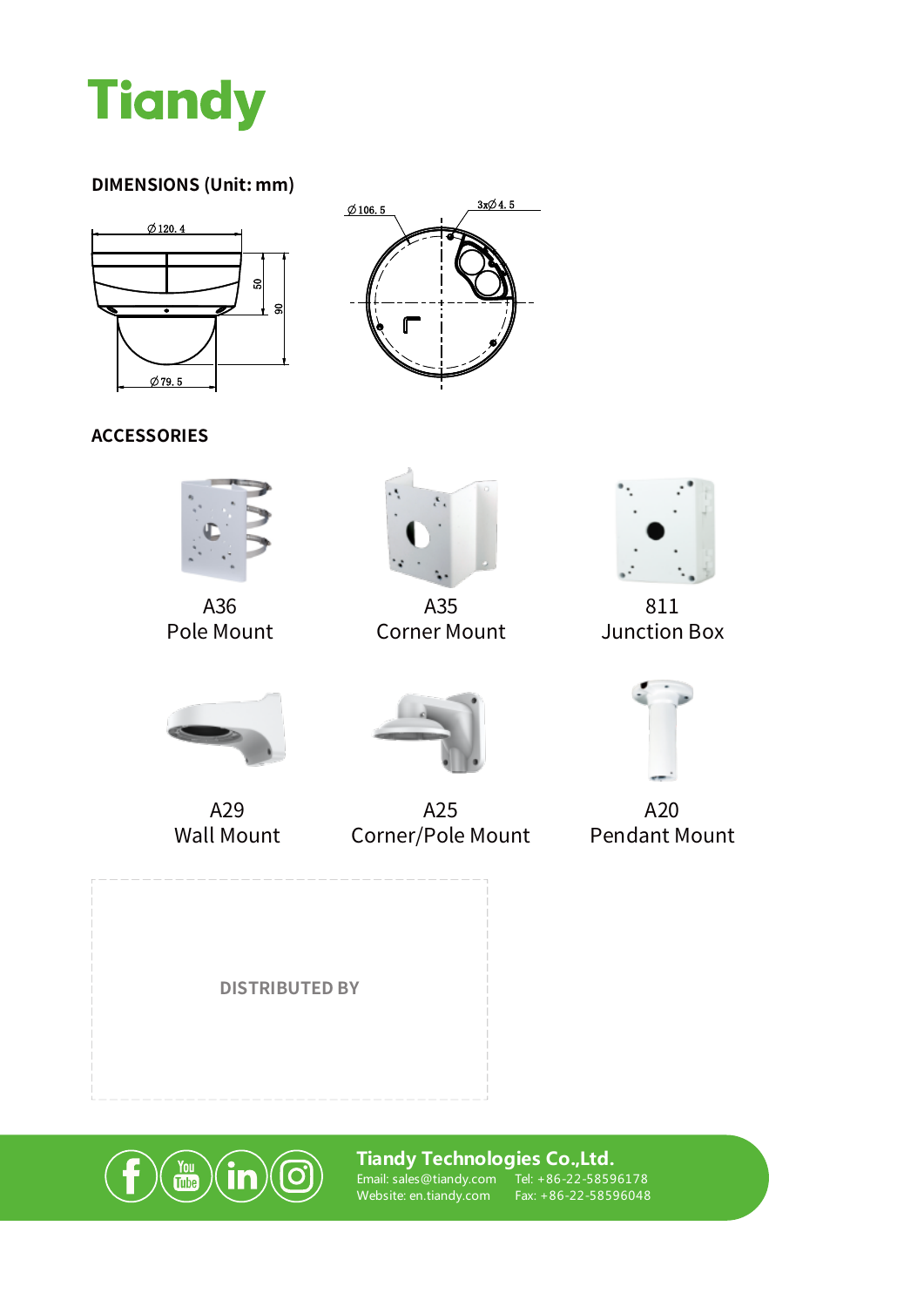Tiandy

## DIMENSIONS (Unit: mm)

Ø120. 4

50

90

Ø79. 5

Ø106. 5

3xØ4. 5

## ACCESSORIES

A36
Pole Mount

A35
Corner Mount

811
Junction Box

A29
Wall Mount

A25
Corner/Pole Mount

A20
Pendant Mount

DISTRIBUTED BY

**Tiandy Technologies Co.,Ltd.**
Email: sales@tiandy.com Tel: +86-22-58596178
Website: en.tiandy.com Fax: +86-22-58596048